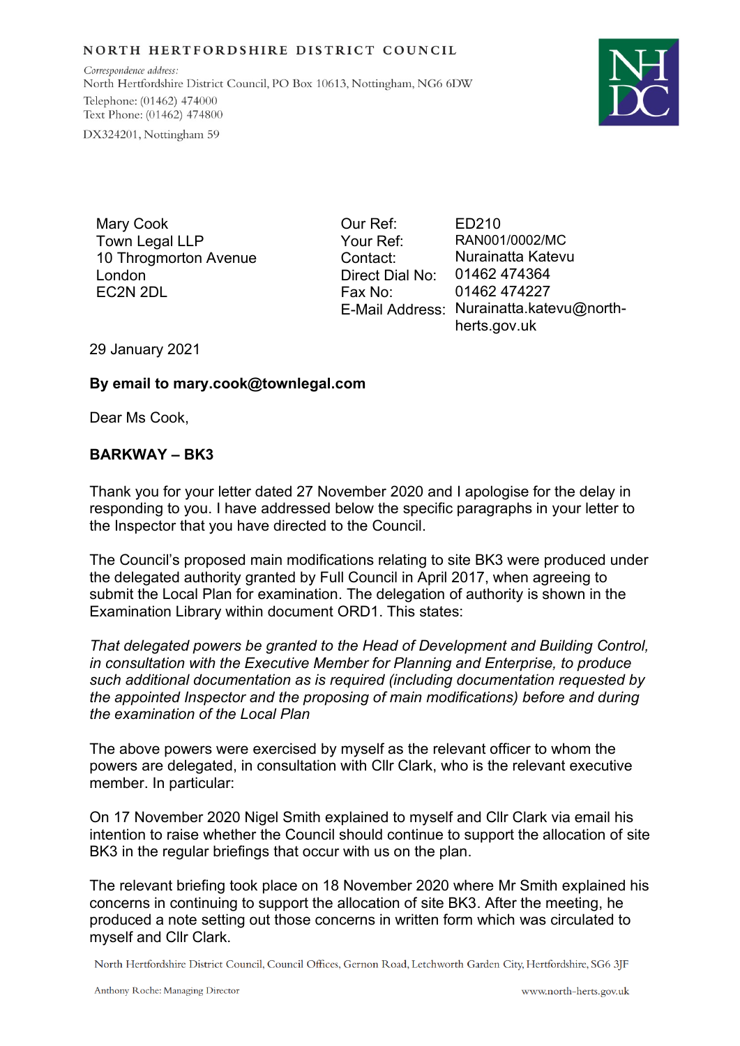NORTH HERTFORDSHIRE DISTRICT COUNCIL

*Correspondence address:*
North Hertfordshire District Council, PO Box 10613, Nottingham, NG6 6DW
Telephone: (01462) 474000
Text Phone: (01462) 474800
DX324201, Nottingham 59

Mary Cook
Town Legal LLP
10 Throgmorton Avenue
London
EC2N 2DL

| | |
|---|---|
| Our Ref: | ED210 |
| Your Ref: | RAN001/0002/MC |
| Contact: | Nurainatta Katevu |
| Direct Dial No: | 01462 474364 |
| Fax No: | 01462 474227 |
| E-Mail Address: | Nurainatta.katevu@north-herts.gov.uk |

29 January 2021

**By email to mary.cook@townlegal.com**

Dear Ms Cook,

**BARKWAY – BK3**

Thank you for your letter dated 27 November 2020 and I apologise for the delay in responding to you. I have addressed below the specific paragraphs in your letter to the Inspector that you have directed to the Council.

The Council's proposed main modifications relating to site BK3 were produced under the delegated authority granted by Full Council in April 2017, when agreeing to submit the Local Plan for examination. The delegation of authority is shown in the Examination Library within document ORD1. This states:

*That delegated powers be granted to the Head of Development and Building Control, in consultation with the Executive Member for Planning and Enterprise, to produce such additional documentation as is required (including documentation requested by the appointed Inspector and the proposing of main modifications) before and during the examination of the Local Plan*

The above powers were exercised by myself as the relevant officer to whom the powers are delegated, in consultation with Cllr Clark, who is the relevant executive member. In particular:

On 17 November 2020 Nigel Smith explained to myself and Cllr Clark via email his intention to raise whether the Council should continue to support the allocation of site BK3 in the regular briefings that occur with us on the plan.

The relevant briefing took place on 18 November 2020 where Mr Smith explained his concerns in continuing to support the allocation of site BK3. After the meeting, he produced a note setting out those concerns in written form which was circulated to myself and Cllr Clark.

North Hertfordshire District Council, Council Offices, Gernon Road, Letchworth Garden City, Hertfordshire, SG6 3JF

Anthony Roche: Managing Director

www.north-herts.gov.uk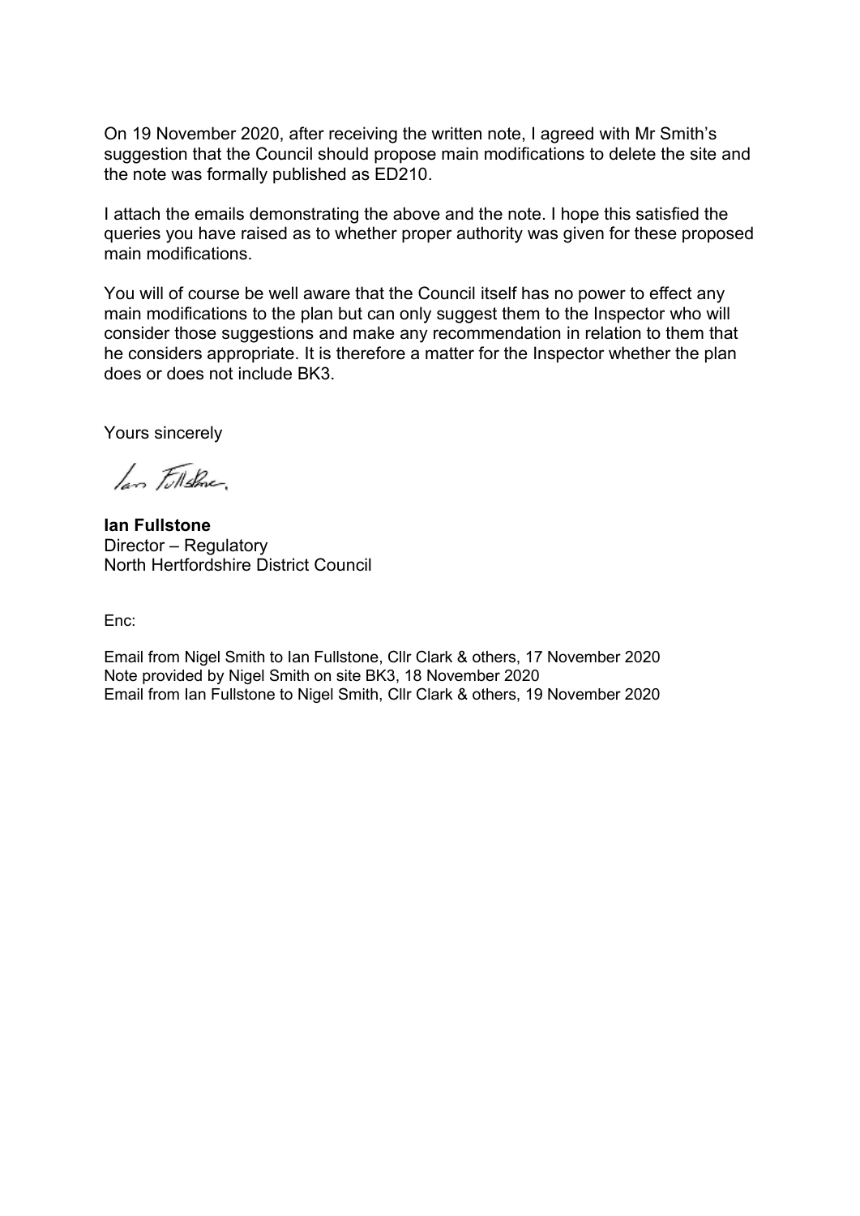On 19 November 2020, after receiving the written note, I agreed with Mr Smith's suggestion that the Council should propose main modifications to delete the site and the note was formally published as ED210.

I attach the emails demonstrating the above and the note. I hope this satisfied the queries you have raised as to whether proper authority was given for these proposed main modifications.

You will of course be well aware that the Council itself has no power to effect any main modifications to the plan but can only suggest them to the Inspector who will consider those suggestions and make any recommendation in relation to them that he considers appropriate. It is therefore a matter for the Inspector whether the plan does or does not include BK3.

Yours sincerely

**Ian Fullstone**
Director – Regulatory
North Hertfordshire District Council

Enc:

Email from Nigel Smith to Ian Fullstone, Cllr Clark & others, 17 November 2020
Note provided by Nigel Smith on site BK3, 18 November 2020
Email from Ian Fullstone to Nigel Smith, Cllr Clark & others, 19 November 2020